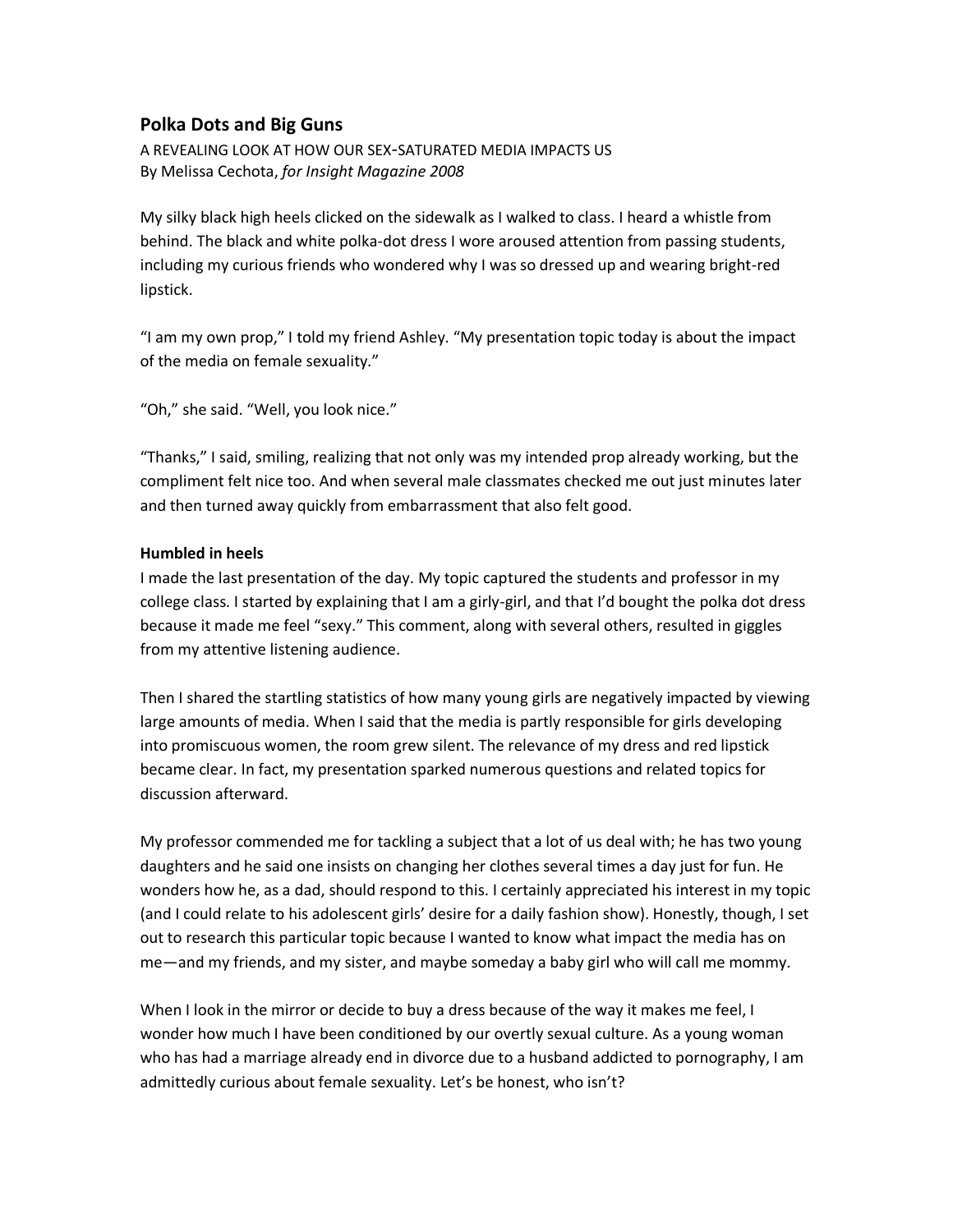## Polka Dots and Big Guns

A REVEALING LOOK AT HOW OUR SEX-SATURATED MEDIA IMPACTS US
By Melissa Cechota, *for Insight Magazine 2008*

My silky black high heels clicked on the sidewalk as I walked to class. I heard a whistle from behind. The black and white polka-dot dress I wore aroused attention from passing students, including my curious friends who wondered why I was so dressed up and wearing bright-red lipstick.

"I am my own prop," I told my friend Ashley. "My presentation topic today is about the impact of the media on female sexuality."

"Oh," she said. "Well, you look nice."

"Thanks," I said, smiling, realizing that not only was my intended prop already working, but the compliment felt nice too. And when several male classmates checked me out just minutes later and then turned away quickly from embarrassment that also felt good.

**Humbled in heels**

I made the last presentation of the day. My topic captured the students and professor in my college class. I started by explaining that I am a girly-girl, and that I'd bought the polka dot dress because it made me feel "sexy." This comment, along with several others, resulted in giggles from my attentive listening audience.

Then I shared the startling statistics of how many young girls are negatively impacted by viewing large amounts of media. When I said that the media is partly responsible for girls developing into promiscuous women, the room grew silent. The relevance of my dress and red lipstick became clear. In fact, my presentation sparked numerous questions and related topics for discussion afterward.

My professor commended me for tackling a subject that a lot of us deal with; he has two young daughters and he said one insists on changing her clothes several times a day just for fun. He wonders how he, as a dad, should respond to this. I certainly appreciated his interest in my topic (and I could relate to his adolescent girls' desire for a daily fashion show). Honestly, though, I set out to research this particular topic because I wanted to know what impact the media has on me—and my friends, and my sister, and maybe someday a baby girl who will call me mommy.

When I look in the mirror or decide to buy a dress because of the way it makes me feel, I wonder how much I have been conditioned by our overtly sexual culture. As a young woman who has had a marriage already end in divorce due to a husband addicted to pornography, I am admittedly curious about female sexuality. Let's be honest, who isn't?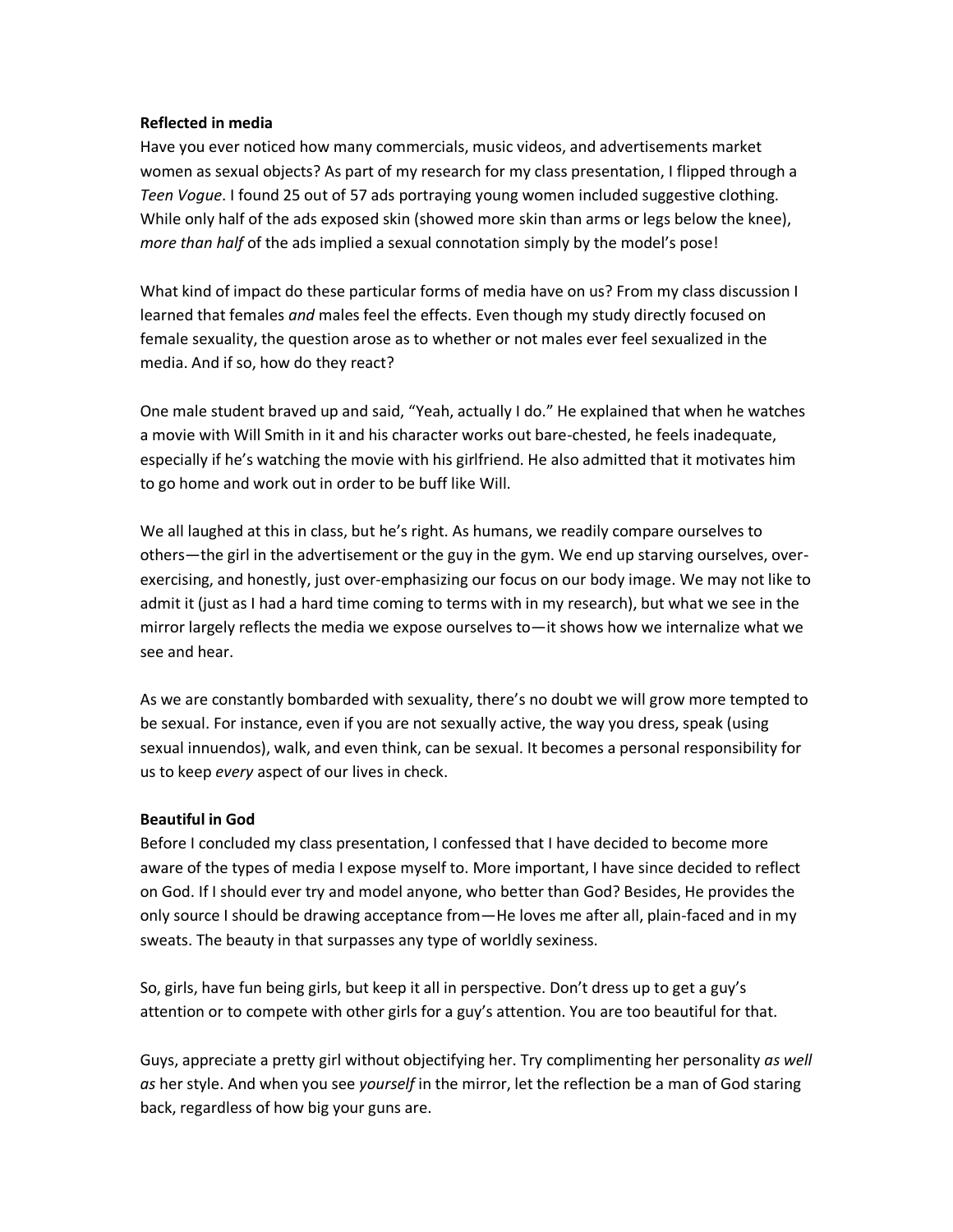**Reflected in media**

Have you ever noticed how many commercials, music videos, and advertisements market women as sexual objects? As part of my research for my class presentation, I flipped through a *Teen Vogue*. I found 25 out of 57 ads portraying young women included suggestive clothing. While only half of the ads exposed skin (showed more skin than arms or legs below the knee), *more than half* of the ads implied a sexual connotation simply by the model's pose!

What kind of impact do these particular forms of media have on us? From my class discussion I learned that females *and* males feel the effects. Even though my study directly focused on female sexuality, the question arose as to whether or not males ever feel sexualized in the media. And if so, how do they react?

One male student braved up and said, "Yeah, actually I do." He explained that when he watches a movie with Will Smith in it and his character works out bare-chested, he feels inadequate, especially if he's watching the movie with his girlfriend. He also admitted that it motivates him to go home and work out in order to be buff like Will.

We all laughed at this in class, but he's right. As humans, we readily compare ourselves to others—the girl in the advertisement or the guy in the gym. We end up starving ourselves, over-exercising, and honestly, just over-emphasizing our focus on our body image. We may not like to admit it (just as I had a hard time coming to terms with in my research), but what we see in the mirror largely reflects the media we expose ourselves to—it shows how we internalize what we see and hear.

As we are constantly bombarded with sexuality, there's no doubt we will grow more tempted to be sexual. For instance, even if you are not sexually active, the way you dress, speak (using sexual innuendos), walk, and even think, can be sexual. It becomes a personal responsibility for us to keep *every* aspect of our lives in check.

**Beautiful in God**

Before I concluded my class presentation, I confessed that I have decided to become more aware of the types of media I expose myself to. More important, I have since decided to reflect on God. If I should ever try and model anyone, who better than God? Besides, He provides the only source I should be drawing acceptance from—He loves me after all, plain-faced and in my sweats. The beauty in that surpasses any type of worldly sexiness.

So, girls, have fun being girls, but keep it all in perspective. Don't dress up to get a guy's attention or to compete with other girls for a guy's attention. You are too beautiful for that.

Guys, appreciate a pretty girl without objectifying her. Try complimenting her personality *as well as* her style. And when you see *yourself* in the mirror, let the reflection be a man of God staring back, regardless of how big your guns are.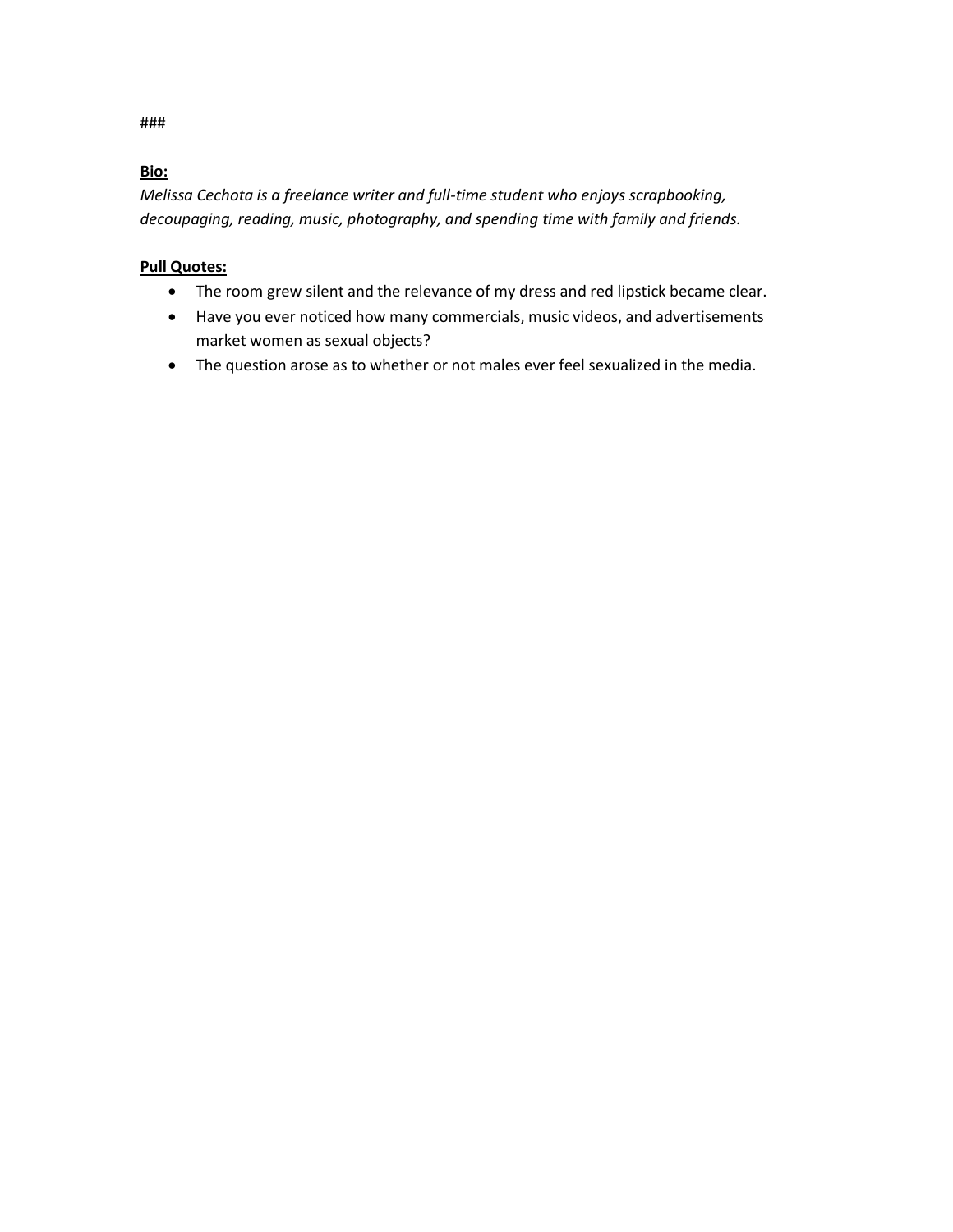###

**Bio:**

*Melissa Cechota is a freelance writer and full-time student who enjoys scrapbooking, decoupaging, reading, music, photography, and spending time with family and friends.*

**Pull Quotes:**

- The room grew silent and the relevance of my dress and red lipstick became clear.
- Have you ever noticed how many commercials, music videos, and advertisements market women as sexual objects?
- The question arose as to whether or not males ever feel sexualized in the media.